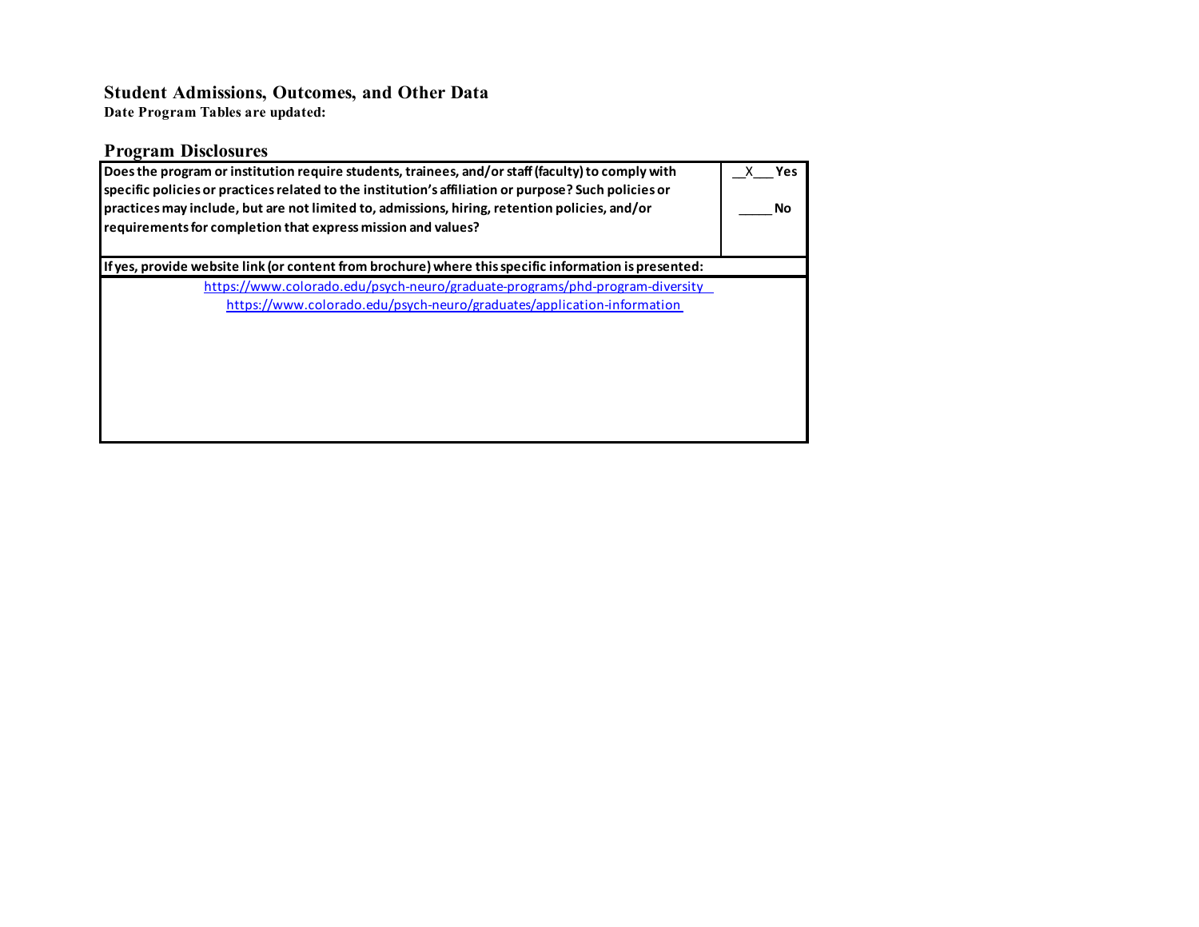# Student Admissions, Outcomes, and Other Data

**Date Program Tables are updated:**

## Program Disclosures

| Does the program or institution require students, trainees, and/or staff (faculty) to comply with specific policies or practices related to the institution's affiliation or purpose? Such policies or practices may include, but are not limited to, admissions, hiring, retention policies, and/or requirements for completion that express mission and values? | __X___ Yes<br><br>_____ No |
|---|---|
| **If yes, provide website link (or content from brochure) where this specific information is presented:** | |
| https://www.colorado.edu/psych-neuro/graduate-programs/phd-program-diversity<br>https://www.colorado.edu/psych-neuro/graduates/application-information | |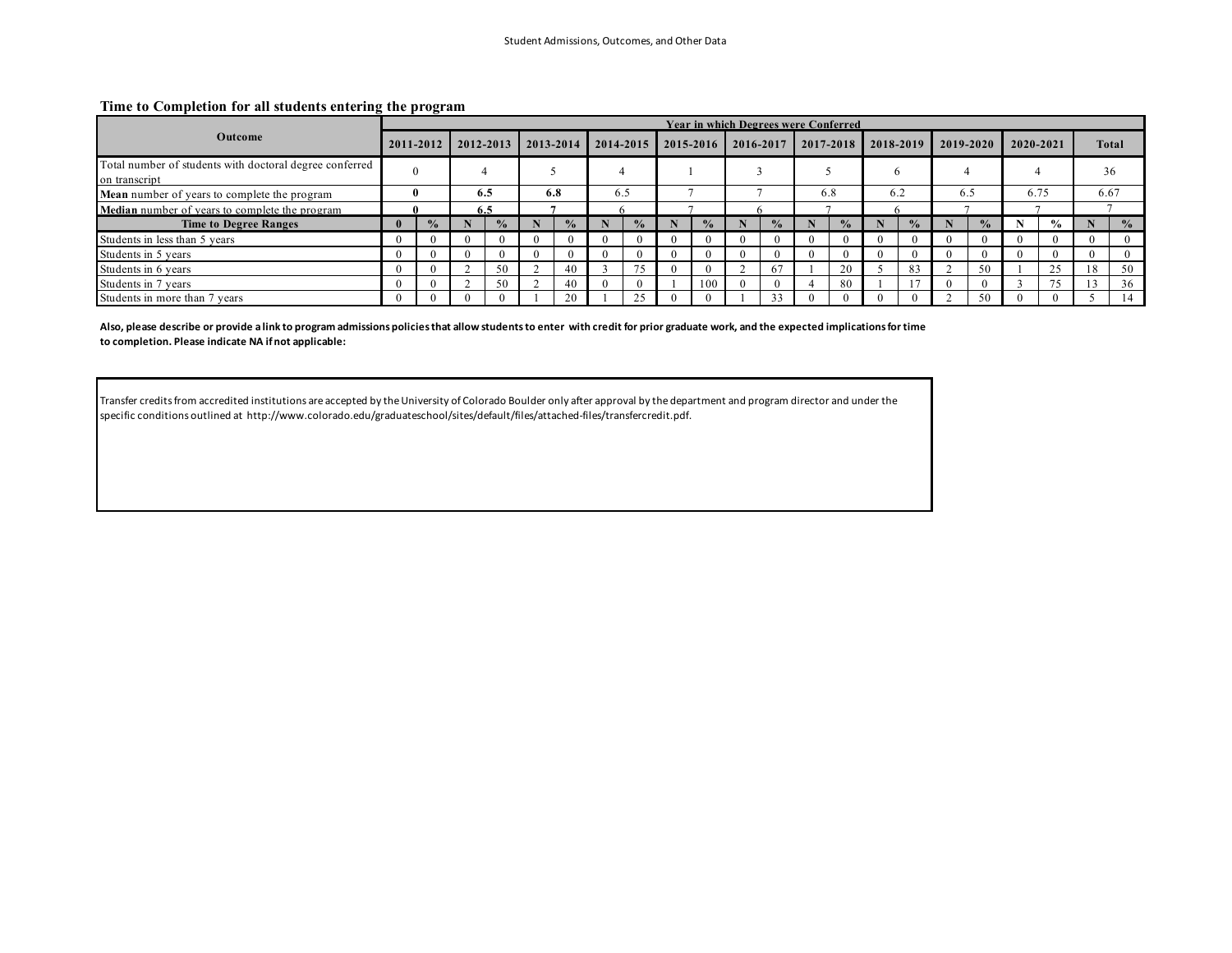## Time to Completion for all students entering the program

| Outcome | Year in which Degrees were Conferred | | | | | | | | | | | | | | | | | | | | | |
|---|---|---|---|---|---|---|---|---|---|---|---|---|---|---|---|---|---|---|---|---|---|---|
| | 2011-2012 | | 2012-2013 | | 2013-2014 | | 2014-2015 | | 2015-2016 | | 2016-2017 | | 2017-2018 | | 2018-2019 | | 2019-2020 | | 2020-2021 | | Total | |
| Total number of students with doctoral degree conferred on transcript | 0 | | 4 | | 5 | | 4 | | 1 | | 3 | | 5 | | 6 | | 4 | | 4 | | 36 | |
| **Mean** number of years to complete the program | **0** | | **6.5** | | **6.8** | | 6.5 | | 7 | | 7 | | 6.8 | | 6.2 | | 6.5 | | 6.75 | | 6.67 | |
| **Median** number of years to complete the program | **0** | | **6.5** | | **7** | | 6 | | 7 | | 6 | | 7 | | 6 | | 7 | | 7 | | 7 | |
| **Time to Degree Ranges** | **0** | **%** | **N** | **%** | **N** | **%** | **N** | **%** | **N** | **%** | **N** | **%** | **N** | **%** | **N** | **%** | **N** | **%** | **N** | **%** | **N** | **%** |
| Students in less than 5 years | 0 | 0 | 0 | 0 | 0 | 0 | 0 | 0 | 0 | 0 | 0 | 0 | 0 | 0 | 0 | 0 | 0 | 0 | 0 | 0 | 0 | 0 |
| Students in 5 years | 0 | 0 | 0 | 0 | 0 | 0 | 0 | 0 | 0 | 0 | 0 | 0 | 0 | 0 | 0 | 0 | 0 | 0 | 0 | 0 | 0 | 0 |
| Students in 6 years | 0 | 0 | 2 | 50 | 2 | 40 | 3 | 75 | 0 | 0 | 2 | 67 | 1 | 20 | 5 | 83 | 2 | 50 | 1 | 25 | 18 | 50 |
| Students in 7 years | 0 | 0 | 2 | 50 | 2 | 40 | 0 | 0 | 1 | 100 | 0 | 0 | 4 | 80 | 1 | 17 | 0 | 0 | 3 | 75 | 13 | 36 |
| Students in more than 7 years | 0 | 0 | 0 | 0 | 1 | 20 | 1 | 25 | 0 | 0 | 1 | 33 | 0 | 0 | 0 | 0 | 2 | 50 | 0 | 0 | 5 | 14 |

**Also, please describe or provide a link to program admissions policies that allow students to enter with credit for prior graduate work, and the expected implications for time to completion. Please indicate NA if not applicable:**

Transfer credits from accredited institutions are accepted by the University of Colorado Boulder only after approval by the department and program director and under the specific conditions outlined at http://www.colorado.edu/graduateschool/sites/default/files/attached-files/transfercredit.pdf.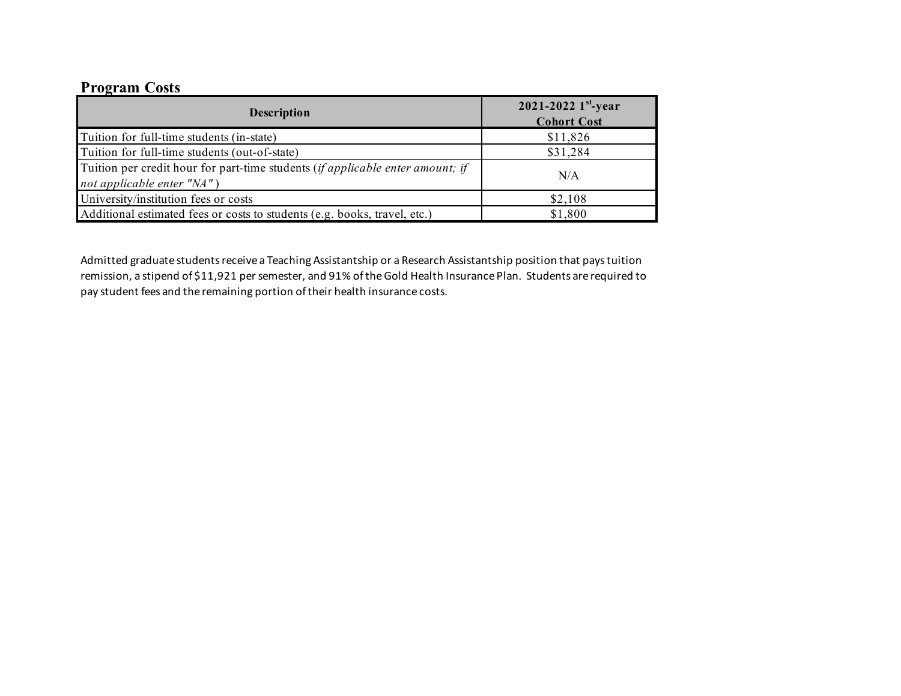## Program Costs

| Description | 2021-2022 1st-year Cohort Cost |
|---|---|
| Tuition for full-time students (in-state) | $11,826 |
| Tuition for full-time students (out-of-state) | $31,284 |
| Tuition per credit hour for part-time students (*if applicable enter amount; if not applicable enter "NA"*) | N/A |
| University/institution fees or costs | $2,108 |
| Additional estimated fees or costs to students (e.g. books, travel, etc.) | $1,800 |

Admitted graduate students receive a Teaching Assistantship or a Research Assistantship position that pays tuition remission, a stipend of $11,921 per semester, and 91% of the Gold Health Insurance Plan. Students are required to pay student fees and the remaining portion of their health insurance costs.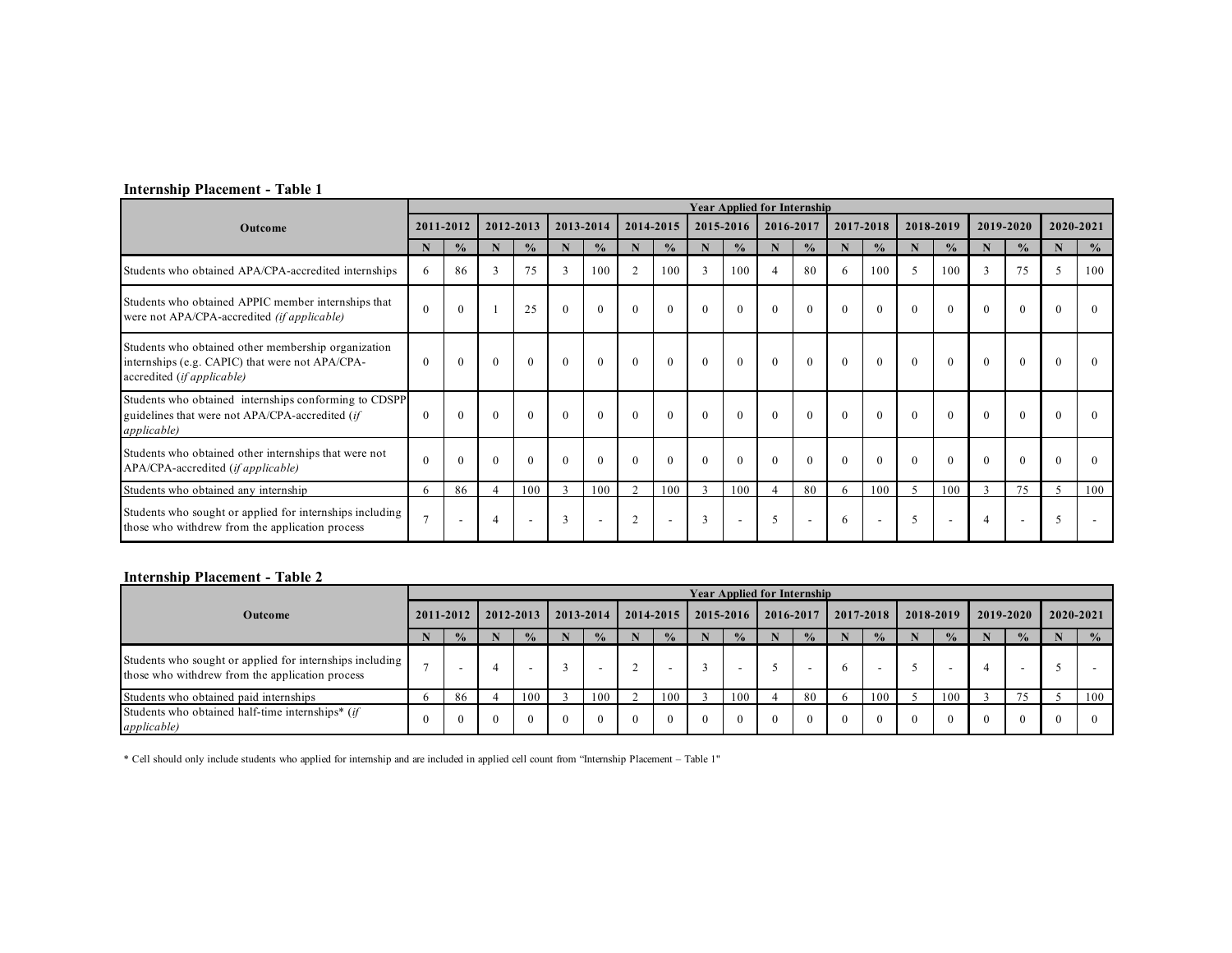**Internship Placement - Table 1**

| Outcome | Year Applied for Internship | | | | | | | | | | | | | | | | | | | |
|---|---|---|---|---|---|---|---|---|---|---|---|---|---|---|---|---|---|---|---|---|
| | 2011-2012 | | 2012-2013 | | 2013-2014 | | 2014-2015 | | 2015-2016 | | 2016-2017 | | 2017-2018 | | 2018-2019 | | 2019-2020 | | 2020-2021 | |
| | N | % | N | % | N | % | N | % | N | % | N | % | N | % | N | % | N | % | N | % |
| Students who obtained APA/CPA-accredited internships | 6 | 86 | 3 | 75 | 3 | 100 | 2 | 100 | 3 | 100 | 4 | 80 | 6 | 100 | 5 | 100 | 3 | 75 | 5 | 100 |
| Students who obtained APPIC member internships that were not APA/CPA-accredited *(if applicable)* | 0 | 0 | 1 | 25 | 0 | 0 | 0 | 0 | 0 | 0 | 0 | 0 | 0 | 0 | 0 | 0 | 0 | 0 | 0 | 0 |
| Students who obtained other membership organization internships (e.g. CAPIC) that were not APA/CPA-accredited (*if applicable)* | 0 | 0 | 0 | 0 | 0 | 0 | 0 | 0 | 0 | 0 | 0 | 0 | 0 | 0 | 0 | 0 | 0 | 0 | 0 | 0 |
| Students who obtained internships conforming to CDSPP guidelines that were not APA/CPA-accredited (*if applicable)* | 0 | 0 | 0 | 0 | 0 | 0 | 0 | 0 | 0 | 0 | 0 | 0 | 0 | 0 | 0 | 0 | 0 | 0 | 0 | 0 |
| Students who obtained other internships that were not APA/CPA-accredited (*if applicable)* | 0 | 0 | 0 | 0 | 0 | 0 | 0 | 0 | 0 | 0 | 0 | 0 | 0 | 0 | 0 | 0 | 0 | 0 | 0 | 0 |
| Students who obtained any internship | 6 | 86 | 4 | 100 | 3 | 100 | 2 | 100 | 3 | 100 | 4 | 80 | 6 | 100 | 5 | 100 | 3 | 75 | 5 | 100 |
| Students who sought or applied for internships including those who withdrew from the application process | 7 | - | 4 | - | 3 | - | 2 | - | 3 | - | 5 | - | 6 | - | 5 | - | 4 | - | 5 | - |

**Internship Placement - Table 2**

| Outcome | Year Applied for Internship | | | | | | | | | | | | | | | | | | | |
|---|---|---|---|---|---|---|---|---|---|---|---|---|---|---|---|---|---|---|---|---|
| | 2011-2012 | | 2012-2013 | | 2013-2014 | | 2014-2015 | | 2015-2016 | | 2016-2017 | | 2017-2018 | | 2018-2019 | | 2019-2020 | | 2020-2021 | |
| | N | % | N | % | N | % | N | % | N | % | N | % | N | % | N | % | N | % | N | % |
| Students who sought or applied for internships including those who withdrew from the application process | 7 | - | 4 | - | 3 | - | 2 | - | 3 | - | 5 | - | 6 | - | 5 | - | 4 | - | 5 | - |
| Students who obtained paid internships | 6 | 86 | 4 | 100 | 3 | 100 | 2 | 100 | 3 | 100 | 4 | 80 | 6 | 100 | 5 | 100 | 3 | 75 | 5 | 100 |
| Students who obtained half-time internships* (*if applicable)* | 0 | 0 | 0 | 0 | 0 | 0 | 0 | 0 | 0 | 0 | 0 | 0 | 0 | 0 | 0 | 0 | 0 | 0 | 0 | 0 |

* Cell should only include students who applied for internship and are included in applied cell count from "Internship Placement – Table 1"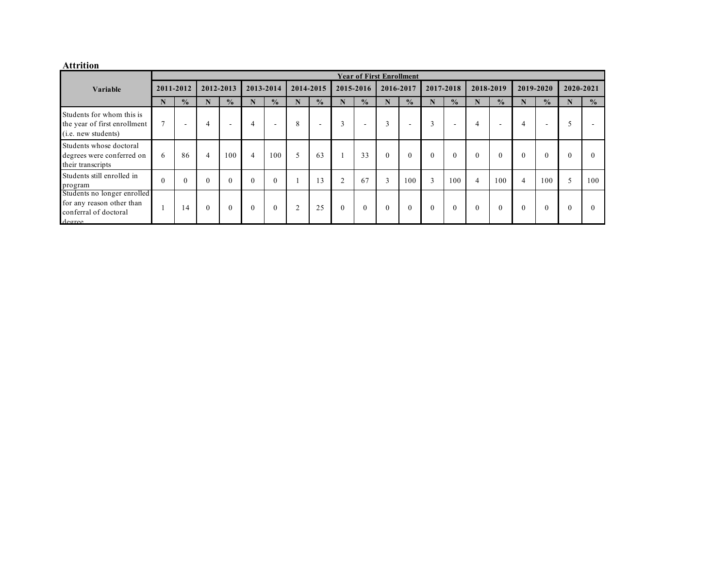## Attrition

| Variable | Year of First Enrollment | | | | | | | | | | | | | | | | | | | |
|---|---|---|---|---|---|---|---|---|---|---|---|---|---|---|---|---|---|---|---|---|
| | 2011-2012 | | 2012-2013 | | 2013-2014 | | 2014-2015 | | 2015-2016 | | 2016-2017 | | 2017-2018 | | 2018-2019 | | 2019-2020 | | 2020-2021 | |
| | N | % | N | % | N | % | N | % | N | % | N | % | N | % | N | % | N | % | N | % |
| Students for whom this is the year of first enrollment (i.e. new students) | 7 | - | 4 | - | 4 | - | 8 | - | 3 | - | 3 | - | 3 | - | 4 | - | 4 | - | 5 | - |
| Students whose doctoral degrees were conferred on their transcripts | 6 | 86 | 4 | 100 | 4 | 100 | 5 | 63 | 1 | 33 | 0 | 0 | 0 | 0 | 0 | 0 | 0 | 0 | 0 | 0 |
| Students still enrolled in program | 0 | 0 | 0 | 0 | 0 | 0 | 1 | 13 | 2 | 67 | 3 | 100 | 3 | 100 | 4 | 100 | 4 | 100 | 5 | 100 |
| Students no longer enrolled for any reason other than conferral of doctoral degree | 1 | 14 | 0 | 0 | 0 | 0 | 2 | 25 | 0 | 0 | 0 | 0 | 0 | 0 | 0 | 0 | 0 | 0 | 0 | 0 |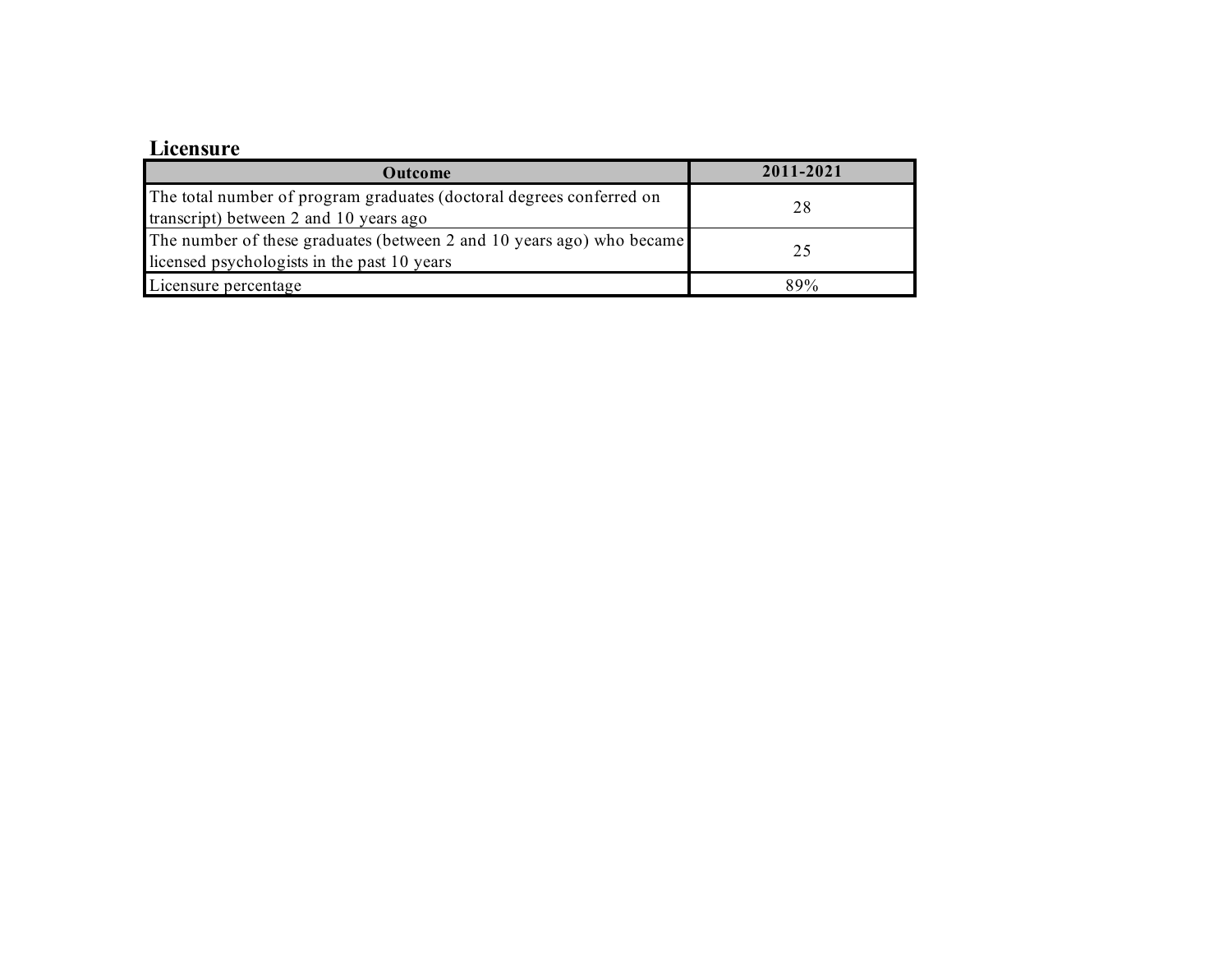## Licensure

| Outcome | 2011-2021 |
|---|---|
| The total number of program graduates (doctoral degrees conferred on transcript) between 2 and 10 years ago | 28 |
| The number of these graduates (between 2 and 10 years ago) who became licensed psychologists in the past 10 years | 25 |
| Licensure percentage | 89% |